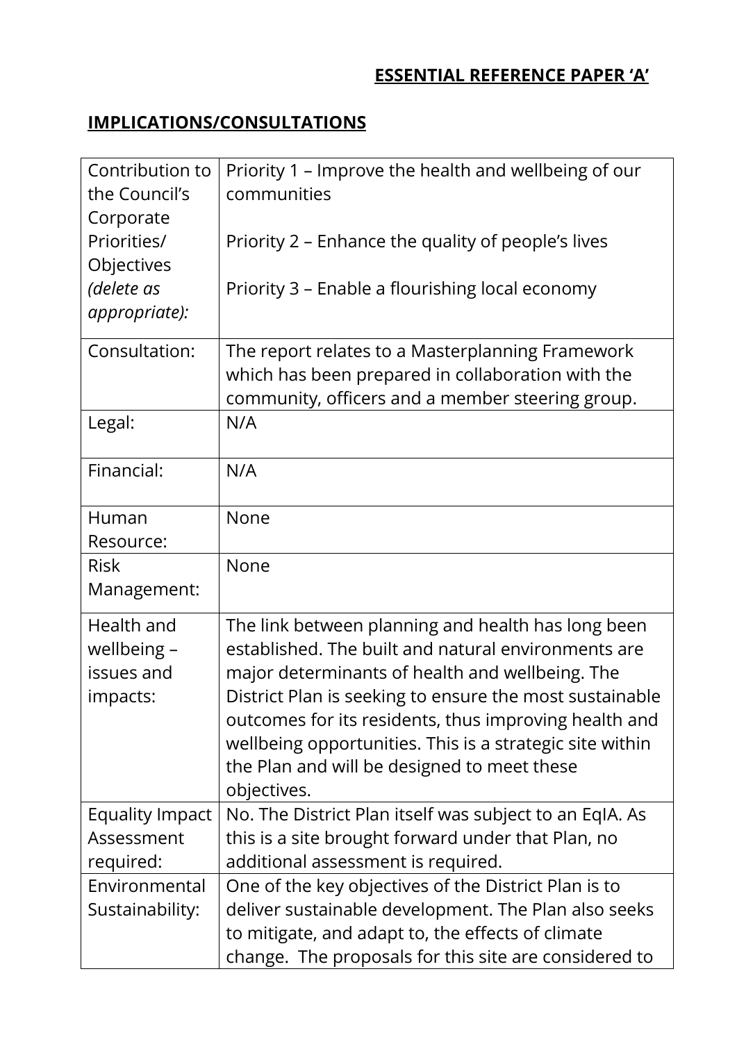**ESSENTIAL REFERENCE PAPER 'A'**

**IMPLICATIONS/CONSULTATIONS**

| | |
|---|---|
| Contribution to the Council's Corporate Priorities/ Objectives *(delete as appropriate):* | Priority 1 – Improve the health and wellbeing of our communities<br><br>Priority 2 – Enhance the quality of people's lives<br><br>Priority 3 – Enable a flourishing local economy |
| Consultation: | The report relates to a Masterplanning Framework which has been prepared in collaboration with the community, officers and a member steering group. |
| Legal: | N/A |
| Financial: | N/A |
| Human Resource: | None |
| Risk Management: | None |
| Health and wellbeing – issues and impacts: | The link between planning and health has long been established. The built and natural environments are major determinants of health and wellbeing. The District Plan is seeking to ensure the most sustainable outcomes for its residents, thus improving health and wellbeing opportunities. This is a strategic site within the Plan and will be designed to meet these objectives. |
| Equality Impact Assessment required: | No. The District Plan itself was subject to an EqIA. As this is a site brought forward under that Plan, no additional assessment is required. |
| Environmental Sustainability: | One of the key objectives of the District Plan is to deliver sustainable development. The Plan also seeks to mitigate, and adapt to, the effects of climate change. The proposals for this site are considered to |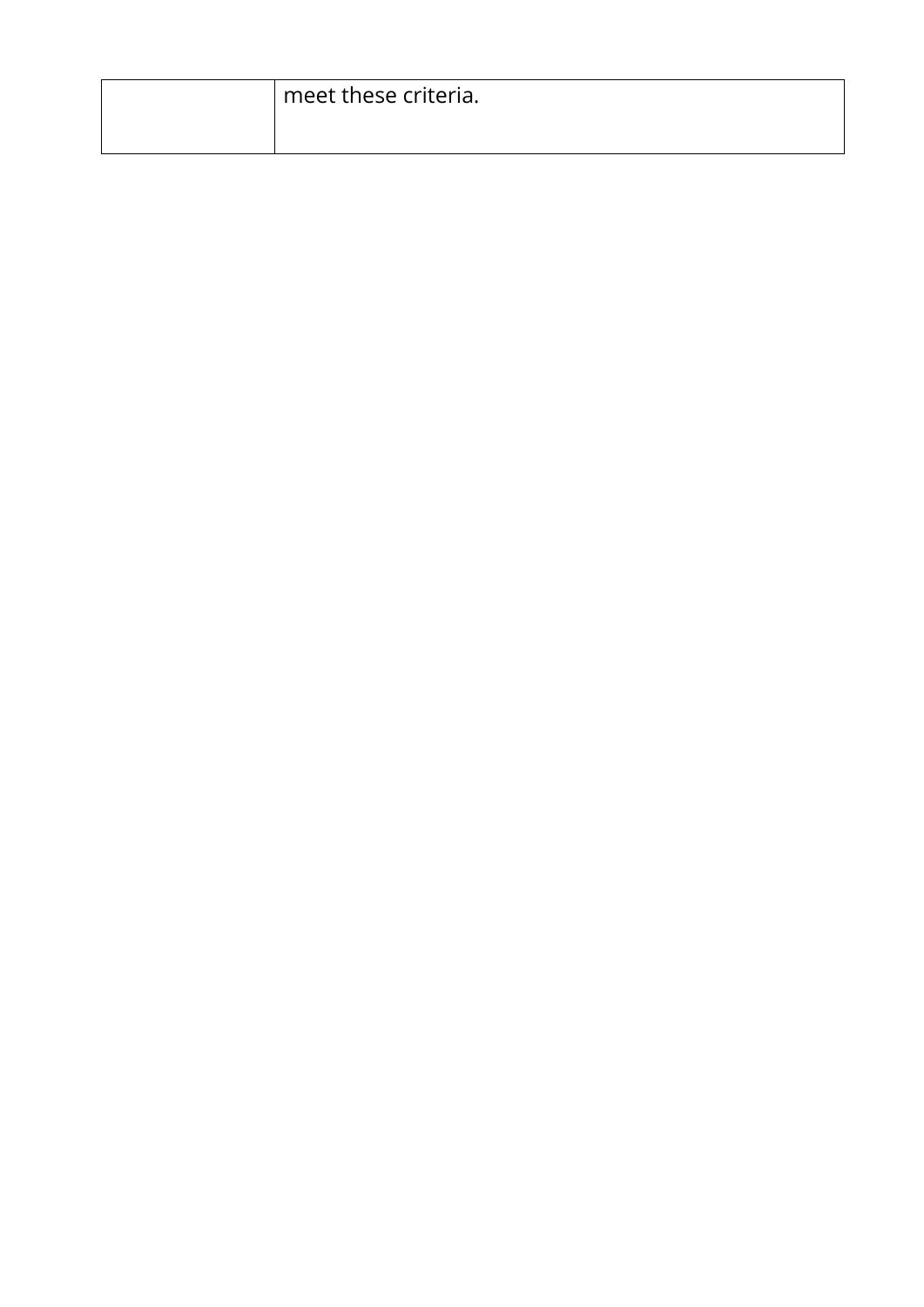| | |
|---|---|
| | meet these criteria. |